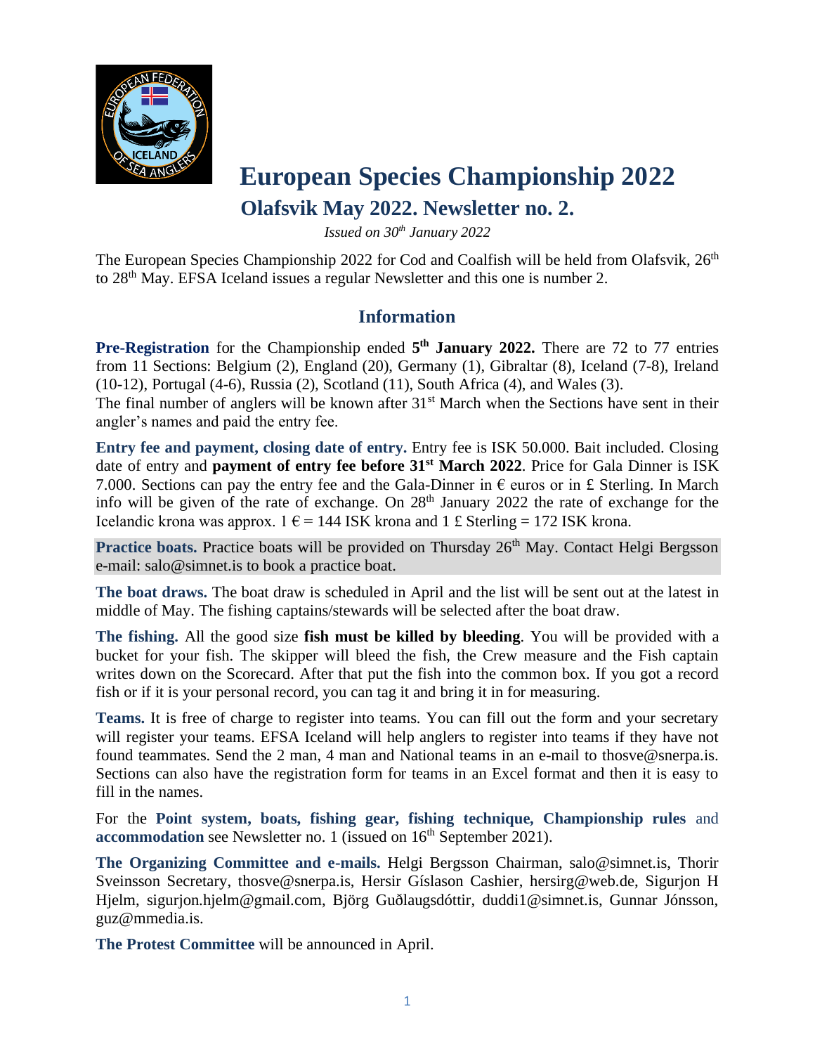# European Species Championship 2022

## Olafsvik May 2022. Newsletter no. 2.

*Issued on 30th January 2022*

The European Species Championship 2022 for Cod and Coalfish will be held from Olafsvik, 26th to 28th May. EFSA Iceland issues a regular Newsletter and this one is number 2.

## Information

**Pre-Registration** for the Championship ended **5th January 2022.** There are 72 to 77 entries from 11 Sections: Belgium (2), England (20), Germany (1), Gibraltar (8), Iceland (7-8), Ireland (10-12), Portugal (4-6), Russia (2), Scotland (11), South Africa (4), and Wales (3).
The final number of anglers will be known after 31st March when the Sections have sent in their angler's names and paid the entry fee.

**Entry fee and payment, closing date of entry.** Entry fee is ISK 50.000. Bait included. Closing date of entry and **payment of entry fee before 31st March 2022**. Price for Gala Dinner is ISK 7.000. Sections can pay the entry fee and the Gala-Dinner in € euros or in £ Sterling. In March info will be given of the rate of exchange. On 28th January 2022 the rate of exchange for the Icelandic krona was approx. 1 € = 144 ISK krona and 1 £ Sterling = 172 ISK krona.

**Practice boats.** Practice boats will be provided on Thursday 26th May. Contact Helgi Bergsson e-mail: salo@simnet.is to book a practice boat.

**The boat draws.** The boat draw is scheduled in April and the list will be sent out at the latest in middle of May. The fishing captains/stewards will be selected after the boat draw.

**The fishing.** All the good size **fish must be killed by bleeding**. You will be provided with a bucket for your fish. The skipper will bleed the fish, the Crew measure and the Fish captain writes down on the Scorecard. After that put the fish into the common box. If you got a record fish or if it is your personal record, you can tag it and bring it in for measuring.

**Teams.** It is free of charge to register into teams. You can fill out the form and your secretary will register your teams. EFSA Iceland will help anglers to register into teams if they have not found teammates. Send the 2 man, 4 man and National teams in an e-mail to thosve@snerpa.is. Sections can also have the registration form for teams in an Excel format and then it is easy to fill in the names.

For the **Point system, boats, fishing gear, fishing technique, Championship rules** and **accommodation** see Newsletter no. 1 (issued on 16th September 2021).

**The Organizing Committee and e-mails.** Helgi Bergsson Chairman, salo@simnet.is, Thorir Sveinsson Secretary, thosve@snerpa.is, Hersir Gíslason Cashier, hersirg@web.de, Sigurjon H Hjelm, sigurjon.hjelm@gmail.com, Björg Guðlaugsdóttir, duddi1@simnet.is, Gunnar Jónsson, guz@mmedia.is.

**The Protest Committee** will be announced in April.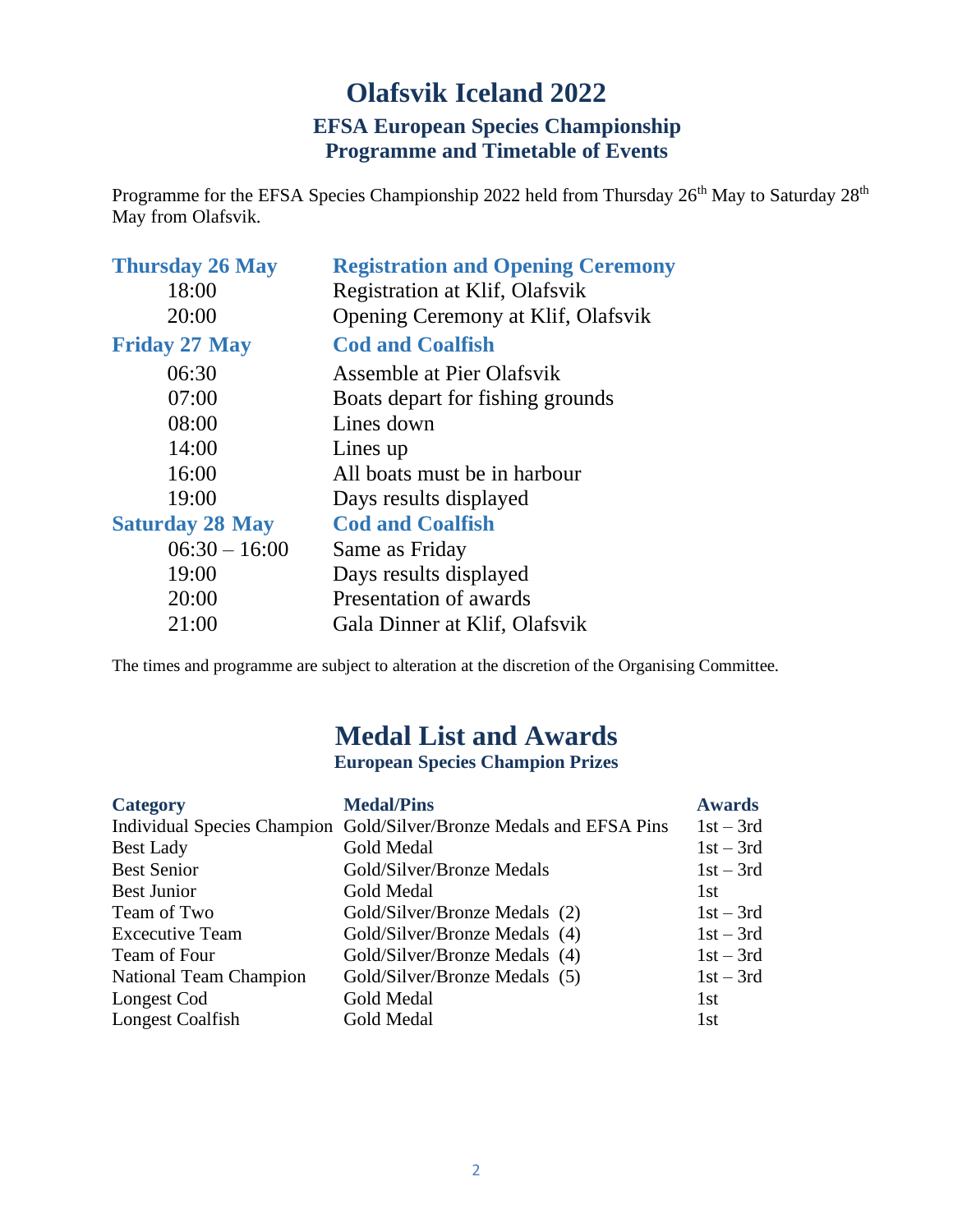# Olafsvik Iceland 2022

## EFSA European Species Championship
## Programme and Timetable of Events

Programme for the EFSA Species Championship 2022 held from Thursday 26th May to Saturday 28th May from Olafsvik.

| **Thursday 26 May** | **Registration and Opening Ceremony** |
|---|---|
| 18:00 | Registration at Klif, Olafsvik |
| 20:00 | Opening Ceremony at Klif, Olafsvik |
| **Friday 27 May** | **Cod and Coalfish** |
| 06:30 | Assemble at Pier Olafsvik |
| 07:00 | Boats depart for fishing grounds |
| 08:00 | Lines down |
| 14:00 | Lines up |
| 16:00 | All boats must be in harbour |
| 19:00 | Days results displayed |
| **Saturday 28 May** | **Cod and Coalfish** |
| 06:30 – 16:00 | Same as Friday |
| 19:00 | Days results displayed |
| 20:00 | Presentation of awards |
| 21:00 | Gala Dinner at Klif, Olafsvik |

The times and programme are subject to alteration at the discretion of the Organising Committee.

# Medal List and Awards

## European Species Champion Prizes

| Category | Medal/Pins | Awards |
|---|---|---|
| Individual Species Champion | Gold/Silver/Bronze Medals and EFSA Pins | 1st – 3rd |
| Best Lady | Gold Medal | 1st – 3rd |
| Best Senior | Gold/Silver/Bronze Medals | 1st – 3rd |
| Best Junior | Gold Medal | 1st |
| Team of Two | Gold/Silver/Bronze Medals (2) | 1st – 3rd |
| Excecutive Team | Gold/Silver/Bronze Medals (4) | 1st – 3rd |
| Team of Four | Gold/Silver/Bronze Medals (4) | 1st – 3rd |
| National Team Champion | Gold/Silver/Bronze Medals (5) | 1st – 3rd |
| Longest Cod | Gold Medal | 1st |
| Longest Coalfish | Gold Medal | 1st |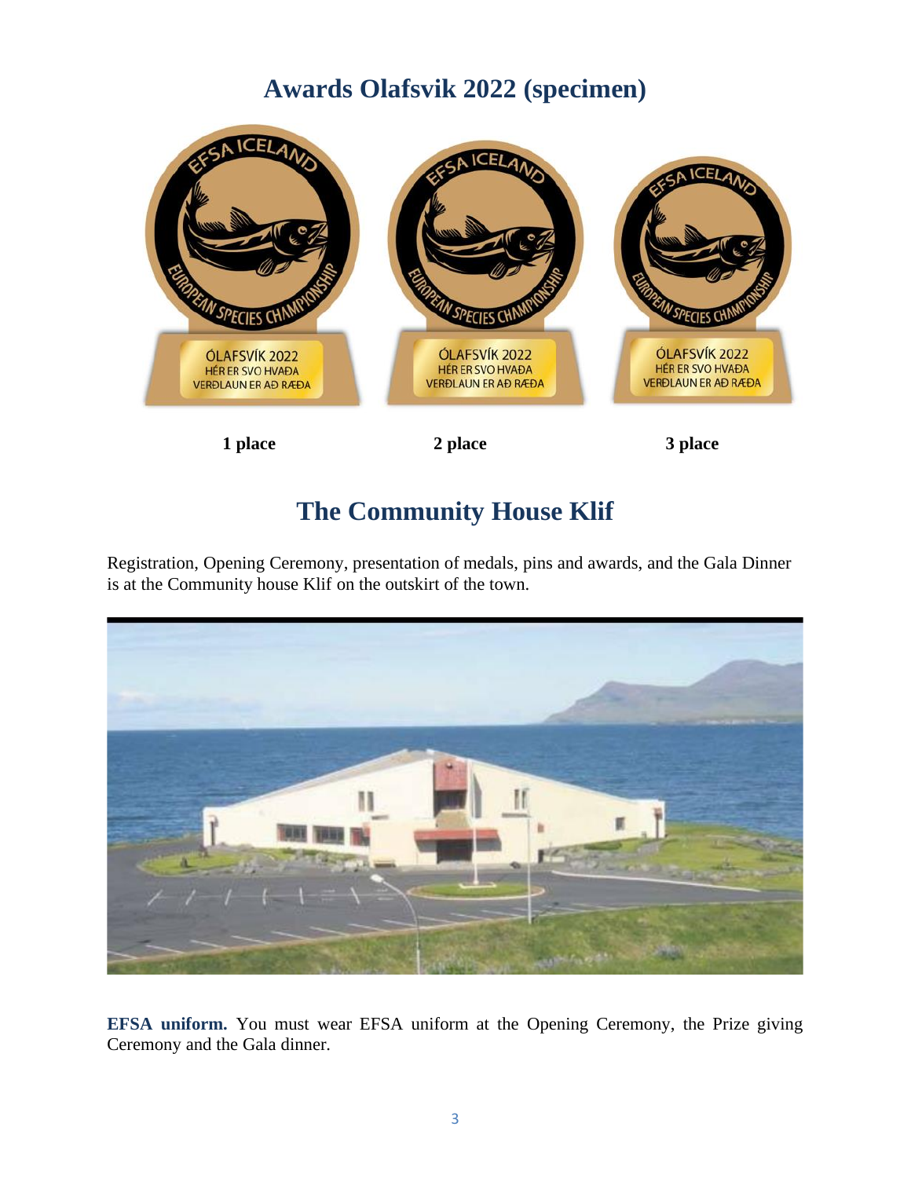# Awards Olafsvik 2022 (specimen)

**1 place** **2 place** **3 place**

# The Community House Klif

Registration, Opening Ceremony, presentation of medals, pins and awards, and the Gala Dinner is at the Community house Klif on the outskirt of the town.

**EFSA uniform.** You must wear EFSA uniform at the Opening Ceremony, the Prize giving Ceremony and the Gala dinner.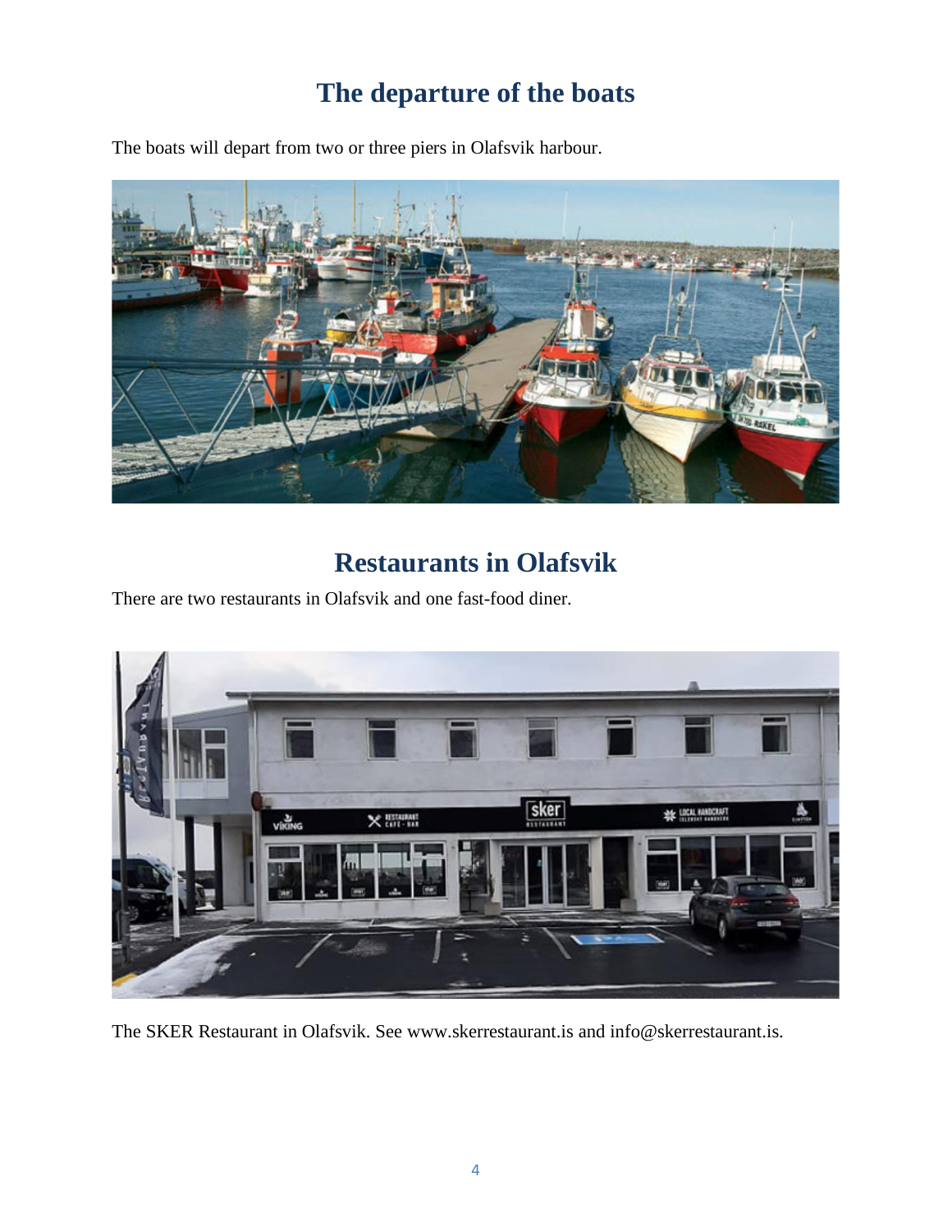## The departure of the boats

The boats will depart from two or three piers in Olafsvik harbour.

## Restaurants in Olafsvik

There are two restaurants in Olafsvik and one fast-food diner.

The SKER Restaurant in Olafsvik. See www.skerrestaurant.is and info@skerrestaurant.is.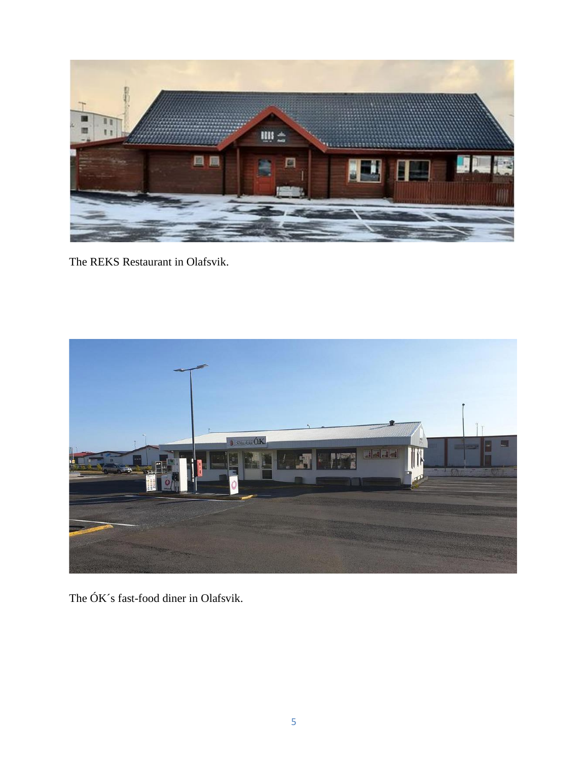The REKS Restaurant in Olafsvik.

The ÓK´s fast-food diner in Olafsvik.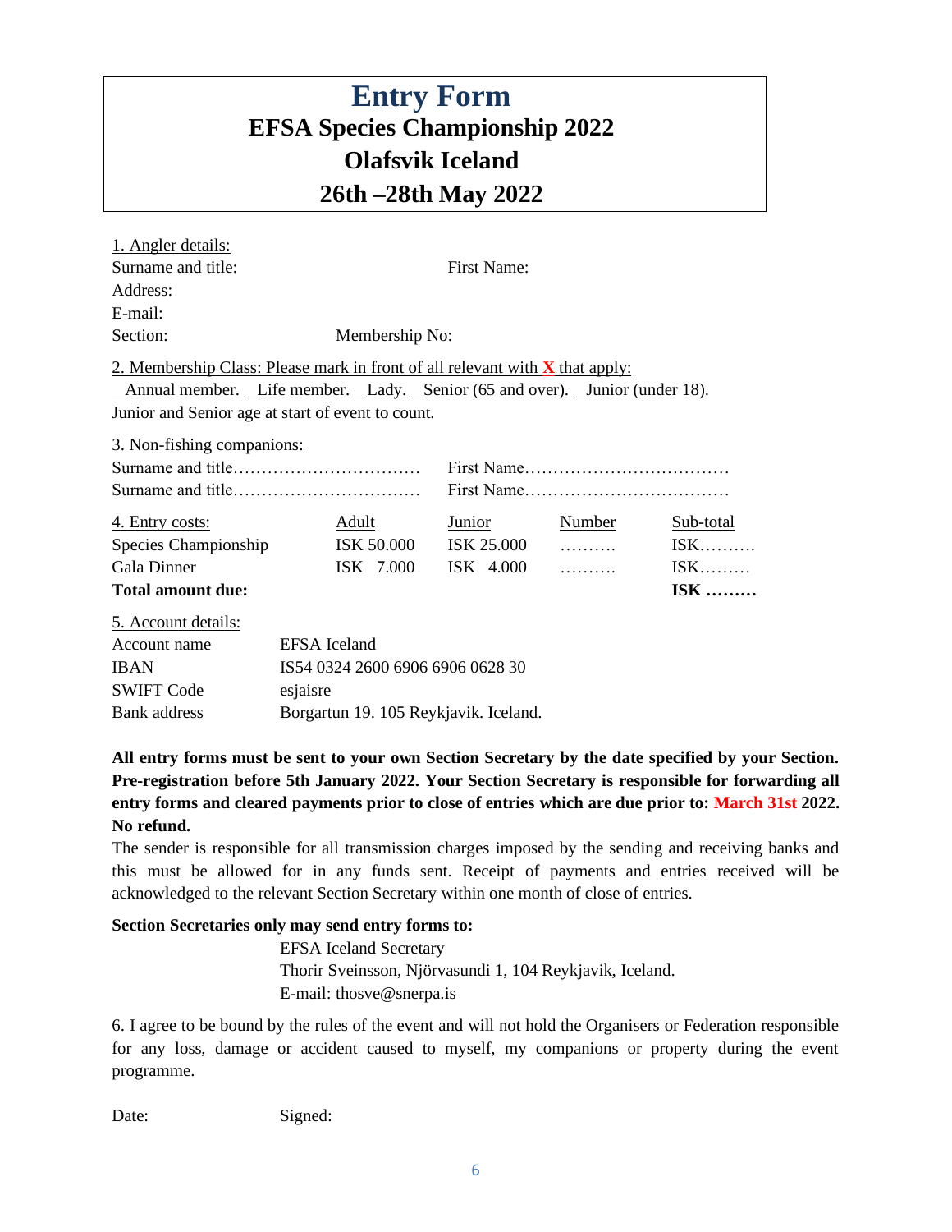# Entry Form

## EFSA Species Championship 2022

## Olafsvik Iceland

## 26th –28th May 2022

1. Angler details:

Surname and title: First Name:

Address:

E-mail:

Section: Membership No:

2. Membership Class: Please mark in front of all relevant with **X** that apply:

__Annual member. __Life member. __Lady. __Senior (65 and over). __Junior (under 18).

Junior and Senior age at start of event to count.

3. Non-fishing companions:

Surname and title…………………………… First Name………………………………

Surname and title…………………………… First Name………………………………

| 4. Entry costs: | Adult | Junior | Number | Sub-total |
|---|---|---|---|---|
| Species Championship | ISK 50.000 | ISK 25.000 | ………. | ISK………. |
| Gala Dinner | ISK 7.000 | ISK 4.000 | ………. | ISK……… |
| **Total amount due:** | | | | **ISK ………** |

5. Account details:

| | |
|---|---|
| Account name | EFSA Iceland |
| IBAN | IS54 0324 2600 6906 6906 0628 30 |
| SWIFT Code | esjaisre |
| Bank address | Borgartun 19. 105 Reykjavik. Iceland. |

**All entry forms must be sent to your own Section Secretary by the date specified by your Section. Pre-registration before 5th January 2022. Your Section Secretary is responsible for forwarding all entry forms and cleared payments prior to close of entries which are due prior to: March 31st 2022. No refund.**

The sender is responsible for all transmission charges imposed by the sending and receiving banks and this must be allowed for in any funds sent. Receipt of payments and entries received will be acknowledged to the relevant Section Secretary within one month of close of entries.

**Section Secretaries only may send entry forms to:**

EFSA Iceland Secretary
Thorir Sveinsson, Njörvasundi 1, 104 Reykjavik, Iceland.
E-mail: thosve@snerpa.is

6. I agree to be bound by the rules of the event and will not hold the Organisers or Federation responsible for any loss, damage or accident caused to myself, my companions or property during the event programme.

Date: Signed: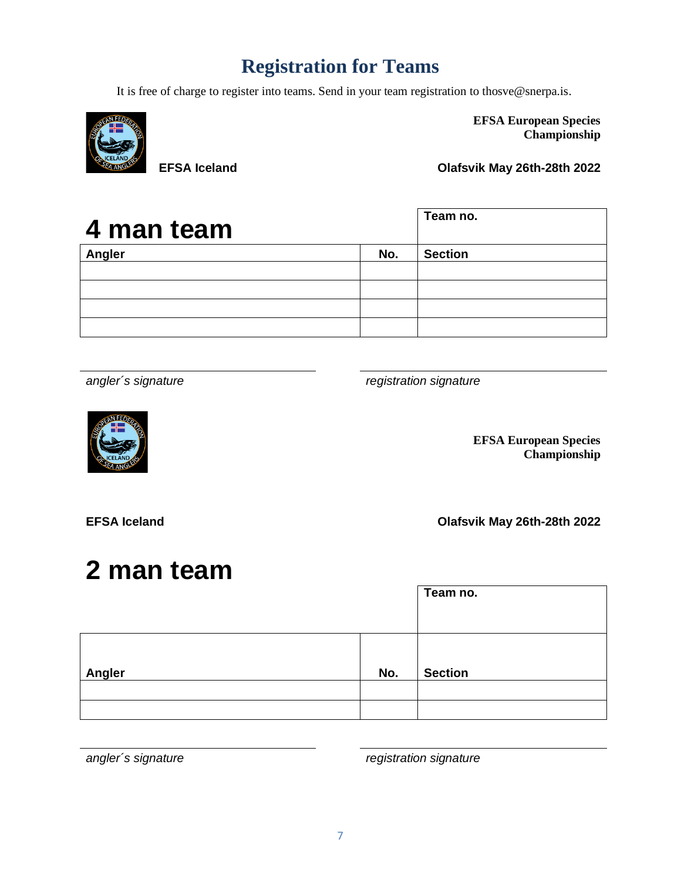# Registration for Teams

It is free of charge to register into teams. Send in your team registration to thosve@snerpa.is.

**EFSA European Species Championship**

**EFSA Iceland**

**Olafsvik May 26th-28th 2022**

## 4 man team

| | | **Team no.** |
|---|---|---|
| **Angler** | **No.** | **Section** |
| | | |
| | | |
| | | |
| | | |

*angler´s signature*

*registration signature*

**EFSA European Species Championship**

**EFSA Iceland**

**Olafsvik May 26th-28th 2022**

## 2 man team

| | | **Team no.** |
|---|---|---|
| **Angler** | **No.** | **Section** |
| | | |
| | | |

*angler´s signature*

*registration signature*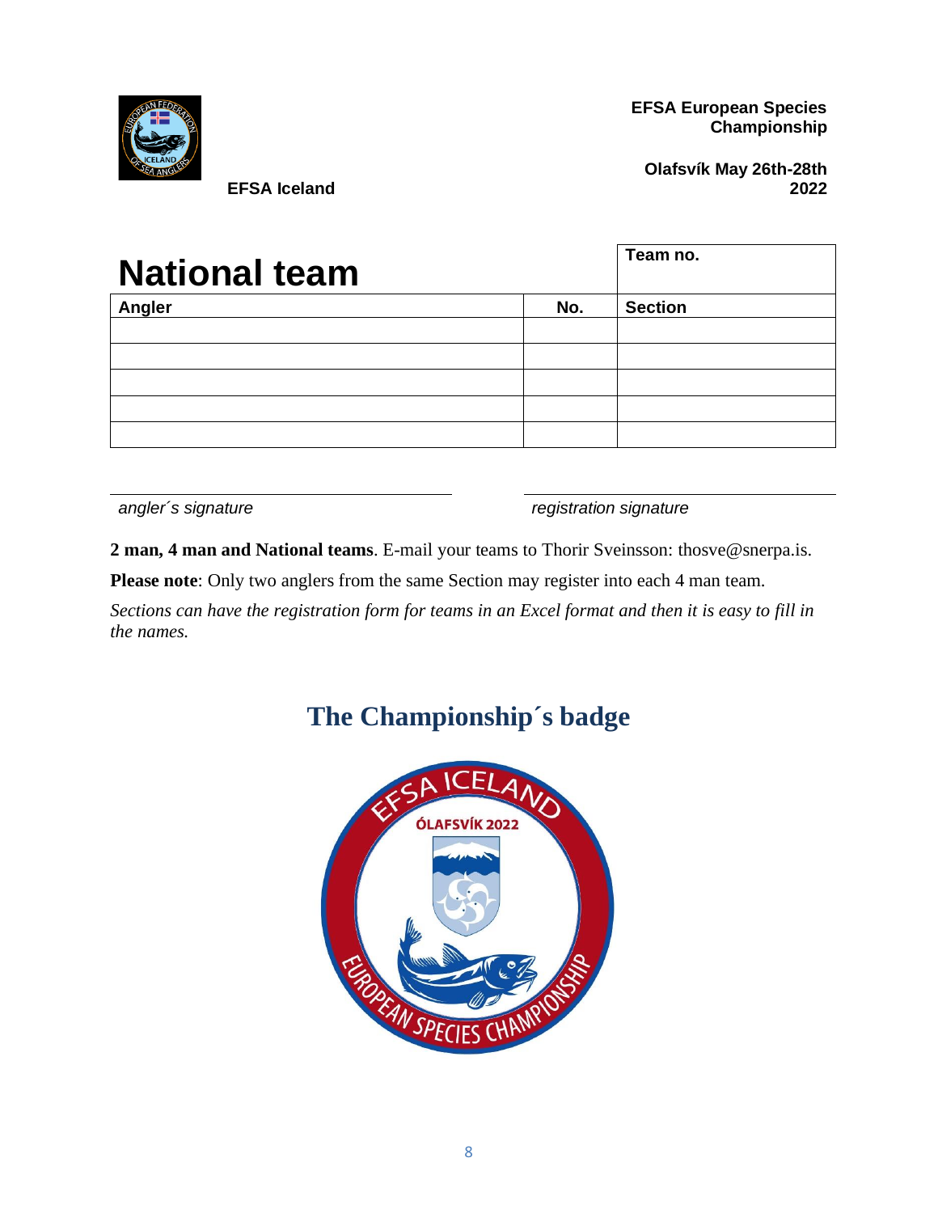EFSA Iceland

**EFSA European Species Championship**

**Olafsvík May 26th-28th 2022**

# National team

| | | Team no. |
|---|---|---|
| **Angler** | **No.** | **Section** |
| | | |
| | | |
| | | |
| | | |
| | | |

*angler´s signature*

*registration signature*

**2 man, 4 man and National teams**. E-mail your teams to Thorir Sveinsson: thosve@snerpa.is.

**Please note**: Only two anglers from the same Section may register into each 4 man team.

*Sections can have the registration form for teams in an Excel format and then it is easy to fill in the names.*

## The Championship´s badge

EFSA ICELAND
ÓLAFSVÍK 2022
EUROPEAN SPECIES CHAMPIONSHIP